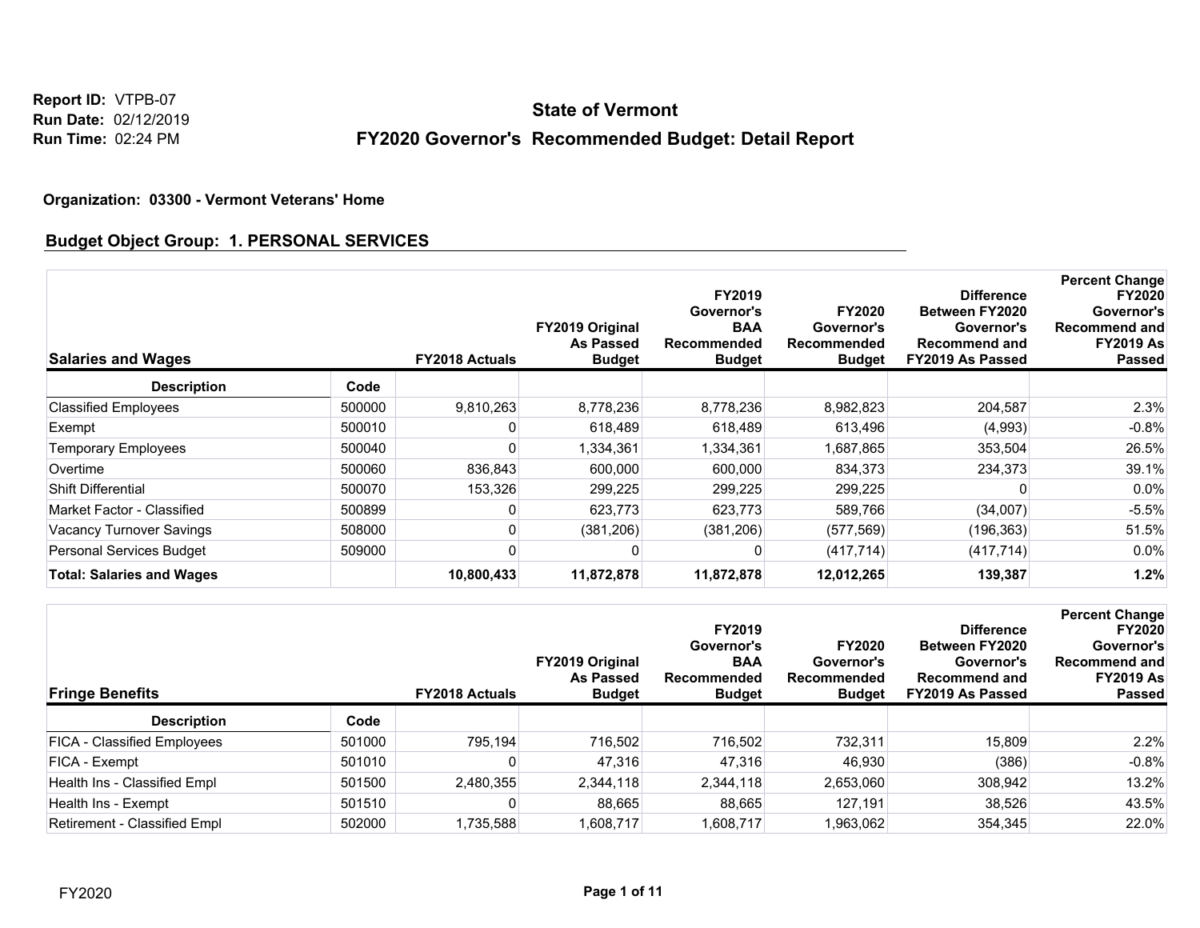Report ID: VTPB-07
Run Date: 02/12/2019
Run Time: 02:24 PM

# State of Vermont

## FY2020 Governor's Recommended Budget: Detail Report

**Organization: 03300 - Vermont Veterans' Home**

### Budget Object Group: 1. PERSONAL SERVICES

| Salaries and Wages | | FY2018 Actuals | FY2019 Original As Passed Budget | FY2019 Governor's BAA Recommended Budget | FY2020 Governor's Recommended Budget | Difference Between FY2020 Governor's Recommend and FY2019 As Passed | Percent Change FY2020 Governor's Recommend and FY2019 As Passed |
|---|---|---|---|---|---|---|---|
| **Description** | **Code** | | | | | | |
| Classified Employees | 500000 | 9,810,263 | 8,778,236 | 8,778,236 | 8,982,823 | 204,587 | 2.3% |
| Exempt | 500010 | 0 | 618,489 | 618,489 | 613,496 | (4,993) | -0.8% |
| Temporary Employees | 500040 | 0 | 1,334,361 | 1,334,361 | 1,687,865 | 353,504 | 26.5% |
| Overtime | 500060 | 836,843 | 600,000 | 600,000 | 834,373 | 234,373 | 39.1% |
| Shift Differential | 500070 | 153,326 | 299,225 | 299,225 | 299,225 | 0 | 0.0% |
| Market Factor - Classified | 500899 | 0 | 623,773 | 623,773 | 589,766 | (34,007) | -5.5% |
| Vacancy Turnover Savings | 508000 | 0 | (381,206) | (381,206) | (577,569) | (196,363) | 51.5% |
| Personal Services Budget | 509000 | 0 | 0 | 0 | (417,714) | (417,714) | 0.0% |
| **Total: Salaries and Wages** | | **10,800,433** | **11,872,878** | **11,872,878** | **12,012,265** | **139,387** | **1.2%** |

| Fringe Benefits | | FY2018 Actuals | FY2019 Original As Passed Budget | FY2019 Governor's BAA Recommended Budget | FY2020 Governor's Recommended Budget | Difference Between FY2020 Governor's Recommend and FY2019 As Passed | Percent Change FY2020 Governor's Recommend and FY2019 As Passed |
|---|---|---|---|---|---|---|---|
| **Description** | **Code** | | | | | | |
| FICA - Classified Employees | 501000 | 795,194 | 716,502 | 716,502 | 732,311 | 15,809 | 2.2% |
| FICA - Exempt | 501010 | 0 | 47,316 | 47,316 | 46,930 | (386) | -0.8% |
| Health Ins - Classified Empl | 501500 | 2,480,355 | 2,344,118 | 2,344,118 | 2,653,060 | 308,942 | 13.2% |
| Health Ins - Exempt | 501510 | 0 | 88,665 | 88,665 | 127,191 | 38,526 | 43.5% |
| Retirement - Classified Empl | 502000 | 1,735,588 | 1,608,717 | 1,608,717 | 1,963,062 | 354,345 | 22.0% |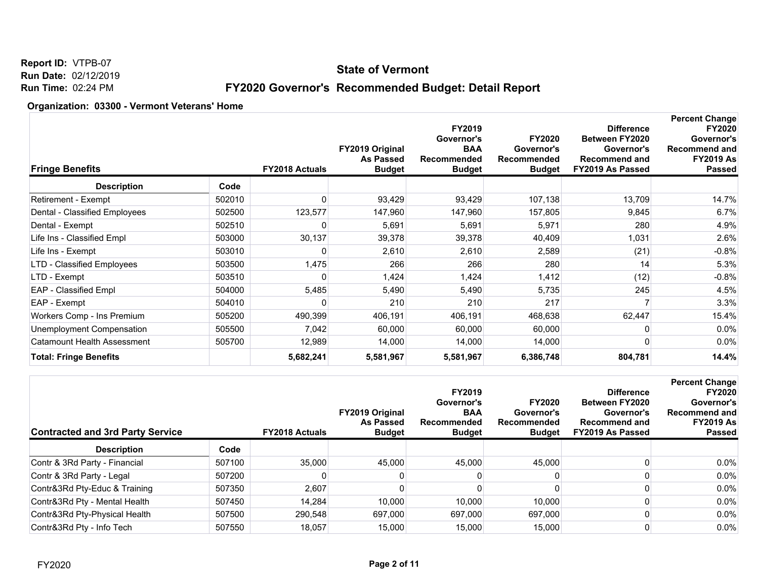**Report ID:** VTPB-07
**Run Date:** 02/12/2019
**Run Time:** 02:24 PM

# State of Vermont

## FY2020 Governor's Recommended Budget: Detail Report

**Organization: 03300 - Vermont Veterans' Home**

| Fringe Benefits | | FY2018 Actuals | FY2019 Original As Passed Budget | FY2019 Governor's BAA Recommended Budget | FY2020 Governor's Recommended Budget | Difference Between FY2020 Governor's Recommend and FY2019 As Passed | Percent Change FY2020 Governor's Recommend and FY2019 As Passed |
|---|---|---|---|---|---|---|---|
| **Description** | **Code** | | | | | | |
| Retirement - Exempt | 502010 | 0 | 93,429 | 93,429 | 107,138 | 13,709 | 14.7% |
| Dental - Classified Employees | 502500 | 123,577 | 147,960 | 147,960 | 157,805 | 9,845 | 6.7% |
| Dental - Exempt | 502510 | 0 | 5,691 | 5,691 | 5,971 | 280 | 4.9% |
| Life Ins - Classified Empl | 503000 | 30,137 | 39,378 | 39,378 | 40,409 | 1,031 | 2.6% |
| Life Ins - Exempt | 503010 | 0 | 2,610 | 2,610 | 2,589 | (21) | -0.8% |
| LTD - Classified Employees | 503500 | 1,475 | 266 | 266 | 280 | 14 | 5.3% |
| LTD - Exempt | 503510 | 0 | 1,424 | 1,424 | 1,412 | (12) | -0.8% |
| EAP - Classified Empl | 504000 | 5,485 | 5,490 | 5,490 | 5,735 | 245 | 4.5% |
| EAP - Exempt | 504010 | 0 | 210 | 210 | 217 | 7 | 3.3% |
| Workers Comp - Ins Premium | 505200 | 490,399 | 406,191 | 406,191 | 468,638 | 62,447 | 15.4% |
| Unemployment Compensation | 505500 | 7,042 | 60,000 | 60,000 | 60,000 | 0 | 0.0% |
| Catamount Health Assessment | 505700 | 12,989 | 14,000 | 14,000 | 14,000 | 0 | 0.0% |
| **Total: Fringe Benefits** | | **5,682,241** | **5,581,967** | **5,581,967** | **6,386,748** | **804,781** | **14.4%** |

| Contracted and 3rd Party Service | | FY2018 Actuals | FY2019 Original As Passed Budget | FY2019 Governor's BAA Recommended Budget | FY2020 Governor's Recommended Budget | Difference Between FY2020 Governor's Recommend and FY2019 As Passed | Percent Change FY2020 Governor's Recommend and FY2019 As Passed |
|---|---|---|---|---|---|---|---|
| **Description** | **Code** | | | | | | |
| Contr & 3Rd Party - Financial | 507100 | 35,000 | 45,000 | 45,000 | 45,000 | 0 | 0.0% |
| Contr & 3Rd Party - Legal | 507200 | 0 | 0 | 0 | 0 | 0 | 0.0% |
| Contr&3Rd Pty-Educ & Training | 507350 | 2,607 | 0 | 0 | 0 | 0 | 0.0% |
| Contr&3Rd Pty - Mental Health | 507450 | 14,284 | 10,000 | 10,000 | 10,000 | 0 | 0.0% |
| Contr&3Rd Pty-Physical Health | 507500 | 290,548 | 697,000 | 697,000 | 697,000 | 0 | 0.0% |
| Contr&3Rd Pty - Info Tech | 507550 | 18,057 | 15,000 | 15,000 | 15,000 | 0 | 0.0% |

FY2020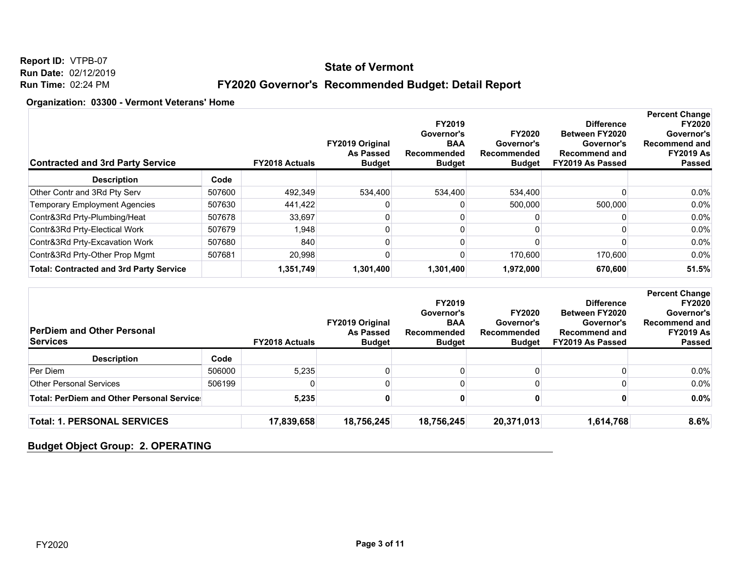**Report ID:** VTPB-07
**Run Date:** 02/12/2019
**Run Time:** 02:24 PM

## State of Vermont

## FY2020 Governor's Recommended Budget: Detail Report

**Organization: 03300 - Vermont Veterans' Home**

| Contracted and 3rd Party Service | | FY2018 Actuals | FY2019 Original As Passed Budget | FY2019 Governor's BAA Recommended Budget | FY2020 Governor's Recommended Budget | Difference Between FY2020 Governor's Recommend and FY2019 As Passed | Percent Change FY2020 Governor's Recommend and FY2019 As Passed |
|---|---|---|---|---|---|---|---|
| **Description** | **Code** | | | | | | |
| Other Contr and 3Rd Pty Serv | 507600 | 492,349 | 534,400 | 534,400 | 534,400 | 0 | 0.0% |
| Temporary Employment Agencies | 507630 | 441,422 | 0 | 0 | 500,000 | 500,000 | 0.0% |
| Contr&3Rd Prty-Plumbing/Heat | 507678 | 33,697 | 0 | 0 | 0 | 0 | 0.0% |
| Contr&3Rd Prty-Electical Work | 507679 | 1,948 | 0 | 0 | 0 | 0 | 0.0% |
| Contr&3Rd Prty-Excavation Work | 507680 | 840 | 0 | 0 | 0 | 0 | 0.0% |
| Contr&3Rd Prty-Other Prop Mgmt | 507681 | 20,998 | 0 | 0 | 170,600 | 170,600 | 0.0% |
| **Total: Contracted and 3rd Party Service** | | **1,351,749** | **1,301,400** | **1,301,400** | **1,972,000** | **670,600** | **51.5%** |

| PerDiem and Other Personal Services | | FY2018 Actuals | FY2019 Original As Passed Budget | FY2019 Governor's BAA Recommended Budget | FY2020 Governor's Recommended Budget | Difference Between FY2020 Governor's Recommend and FY2019 As Passed | Percent Change FY2020 Governor's Recommend and FY2019 As Passed |
|---|---|---|---|---|---|---|---|
| **Description** | **Code** | | | | | | |
| Per Diem | 506000 | 5,235 | 0 | 0 | 0 | 0 | 0.0% |
| Other Personal Services | 506199 | 0 | 0 | 0 | 0 | 0 | 0.0% |
| **Total: PerDiem and Other Personal Services** | | **5,235** | **0** | **0** | **0** | **0** | **0.0%** |

| | FY2018 Actuals | FY2019 Original As Passed Budget | FY2019 Governor's BAA Recommended Budget | FY2020 Governor's Recommended Budget | Difference | Percent Change |
|---|---|---|---|---|---|---|
| **Total: 1. PERSONAL SERVICES** | **17,839,658** | **18,756,245** | **18,756,245** | **20,371,013** | **1,614,768** | **8.6%** |

### Budget Object Group: 2. OPERATING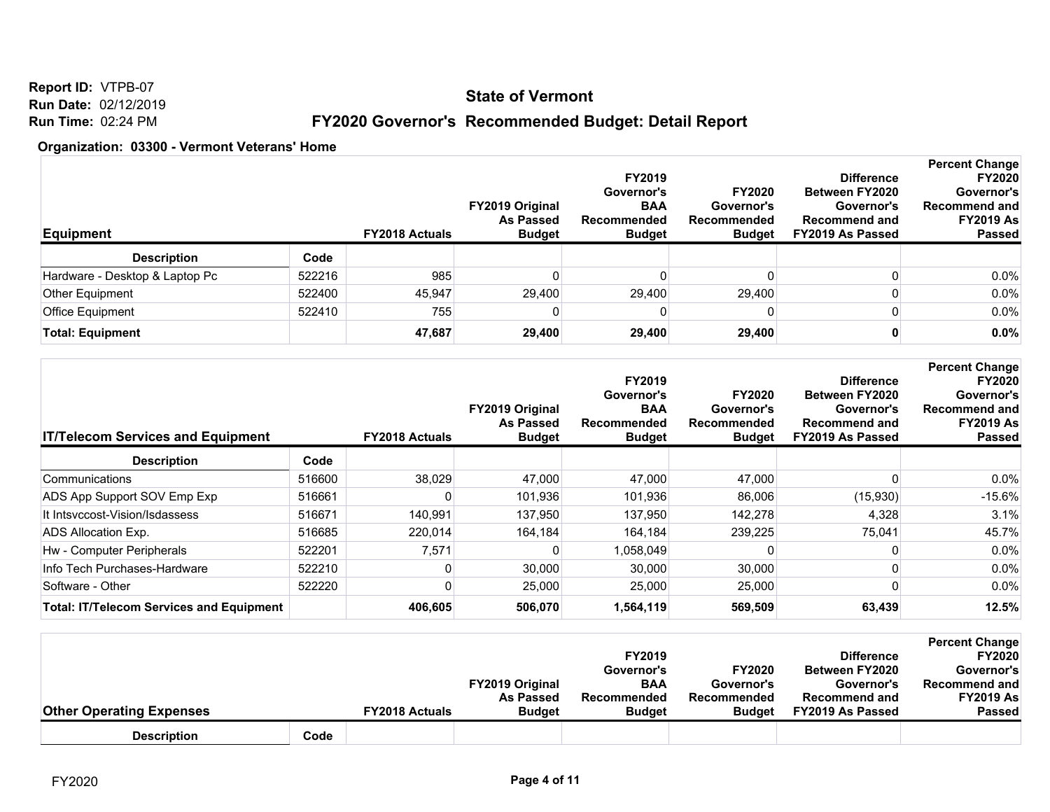**Report ID:** VTPB-07
**Run Date:** 02/12/2019
**Run Time:** 02:24 PM

## State of Vermont

## FY2020 Governor's Recommended Budget: Detail Report

**Organization: 03300 - Vermont Veterans' Home**

| Equipment | | FY2018 Actuals | FY2019 Original As Passed Budget | FY2019 Governor's BAA Recommended Budget | FY2020 Governor's Recommended Budget | Difference Between FY2020 Governor's Recommend and FY2019 As Passed | Percent Change FY2020 Governor's Recommend and FY2019 As Passed |
|---|---|---|---|---|---|---|---|
| **Description** | **Code** | | | | | | |
| Hardware - Desktop & Laptop Pc | 522216 | 985 | 0 | 0 | 0 | 0 | 0.0% |
| Other Equipment | 522400 | 45,947 | 29,400 | 29,400 | 29,400 | 0 | 0.0% |
| Office Equipment | 522410 | 755 | 0 | 0 | 0 | 0 | 0.0% |
| **Total: Equipment** | | **47,687** | **29,400** | **29,400** | **29,400** | **0** | **0.0%** |

| IT/Telecom Services and Equipment | | FY2018 Actuals | FY2019 Original As Passed Budget | FY2019 Governor's BAA Recommended Budget | FY2020 Governor's Recommended Budget | Difference Between FY2020 Governor's Recommend and FY2019 As Passed | Percent Change FY2020 Governor's Recommend and FY2019 As Passed |
|---|---|---|---|---|---|---|---|
| **Description** | **Code** | | | | | | |
| Communications | 516600 | 38,029 | 47,000 | 47,000 | 47,000 | 0 | 0.0% |
| ADS App Support SOV Emp Exp | 516661 | 0 | 101,936 | 101,936 | 86,006 | (15,930) | -15.6% |
| It Intsvccost-Vision/Isdassess | 516671 | 140,991 | 137,950 | 137,950 | 142,278 | 4,328 | 3.1% |
| ADS Allocation Exp. | 516685 | 220,014 | 164,184 | 164,184 | 239,225 | 75,041 | 45.7% |
| Hw - Computer Peripherals | 522201 | 7,571 | 0 | 1,058,049 | 0 | 0 | 0.0% |
| Info Tech Purchases-Hardware | 522210 | 0 | 30,000 | 30,000 | 30,000 | 0 | 0.0% |
| Software - Other | 522220 | 0 | 25,000 | 25,000 | 25,000 | 0 | 0.0% |
| **Total: IT/Telecom Services and Equipment** | | **406,605** | **506,070** | **1,564,119** | **569,509** | **63,439** | **12.5%** |

| Other Operating Expenses | | FY2018 Actuals | FY2019 Original As Passed Budget | FY2019 Governor's BAA Recommended Budget | FY2020 Governor's Recommended Budget | Difference Between FY2020 Governor's Recommend and FY2019 As Passed | Percent Change FY2020 Governor's Recommend and FY2019 As Passed |
|---|---|---|---|---|---|---|---|
| **Description** | **Code** | | | | | | |

FY2020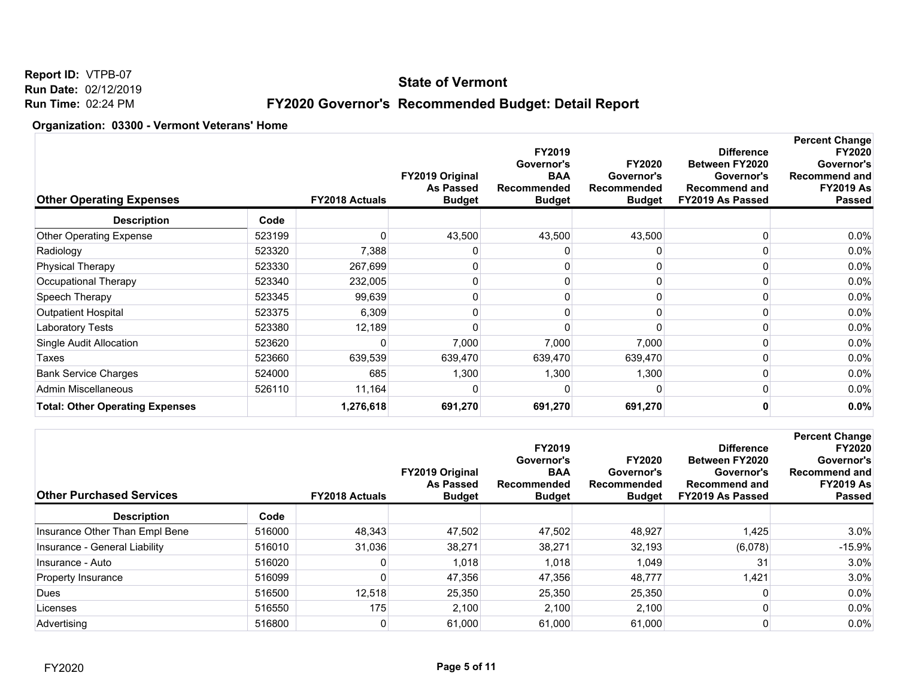Report ID: VTPB-07
Run Date: 02/12/2019
Run Time: 02:24 PM

# State of Vermont

## FY2020 Governor's Recommended Budget: Detail Report

**Organization: 03300 - Vermont Veterans' Home**

| Other Operating Expenses | | FY2018 Actuals | FY2019 Original As Passed Budget | FY2019 Governor's BAA Recommended Budget | FY2020 Governor's Recommended Budget | Difference Between FY2020 Governor's Recommend and FY2019 As Passed | Percent Change FY2020 Governor's Recommend and FY2019 As Passed |
|---|---|---|---|---|---|---|---|
| **Description** | **Code** | | | | | | |
| Other Operating Expense | 523199 | 0 | 43,500 | 43,500 | 43,500 | 0 | 0.0% |
| Radiology | 523320 | 7,388 | 0 | 0 | 0 | 0 | 0.0% |
| Physical Therapy | 523330 | 267,699 | 0 | 0 | 0 | 0 | 0.0% |
| Occupational Therapy | 523340 | 232,005 | 0 | 0 | 0 | 0 | 0.0% |
| Speech Therapy | 523345 | 99,639 | 0 | 0 | 0 | 0 | 0.0% |
| Outpatient Hospital | 523375 | 6,309 | 0 | 0 | 0 | 0 | 0.0% |
| Laboratory Tests | 523380 | 12,189 | 0 | 0 | 0 | 0 | 0.0% |
| Single Audit Allocation | 523620 | 0 | 7,000 | 7,000 | 7,000 | 0 | 0.0% |
| Taxes | 523660 | 639,539 | 639,470 | 639,470 | 639,470 | 0 | 0.0% |
| Bank Service Charges | 524000 | 685 | 1,300 | 1,300 | 1,300 | 0 | 0.0% |
| Admin Miscellaneous | 526110 | 11,164 | 0 | 0 | 0 | 0 | 0.0% |
| **Total: Other Operating Expenses** | | **1,276,618** | **691,270** | **691,270** | **691,270** | **0** | **0.0%** |

| Other Purchased Services | | FY2018 Actuals | FY2019 Original As Passed Budget | FY2019 Governor's BAA Recommended Budget | FY2020 Governor's Recommended Budget | Difference Between FY2020 Governor's Recommend and FY2019 As Passed | Percent Change FY2020 Governor's Recommend and FY2019 As Passed |
|---|---|---|---|---|---|---|---|
| **Description** | **Code** | | | | | | |
| Insurance Other Than Empl Bene | 516000 | 48,343 | 47,502 | 47,502 | 48,927 | 1,425 | 3.0% |
| Insurance - General Liability | 516010 | 31,036 | 38,271 | 38,271 | 32,193 | (6,078) | -15.9% |
| Insurance - Auto | 516020 | 0 | 1,018 | 1,018 | 1,049 | 31 | 3.0% |
| Property Insurance | 516099 | 0 | 47,356 | 47,356 | 48,777 | 1,421 | 3.0% |
| Dues | 516500 | 12,518 | 25,350 | 25,350 | 25,350 | 0 | 0.0% |
| Licenses | 516550 | 175 | 2,100 | 2,100 | 2,100 | 0 | 0.0% |
| Advertising | 516800 | 0 | 61,000 | 61,000 | 61,000 | 0 | 0.0% |

FY2020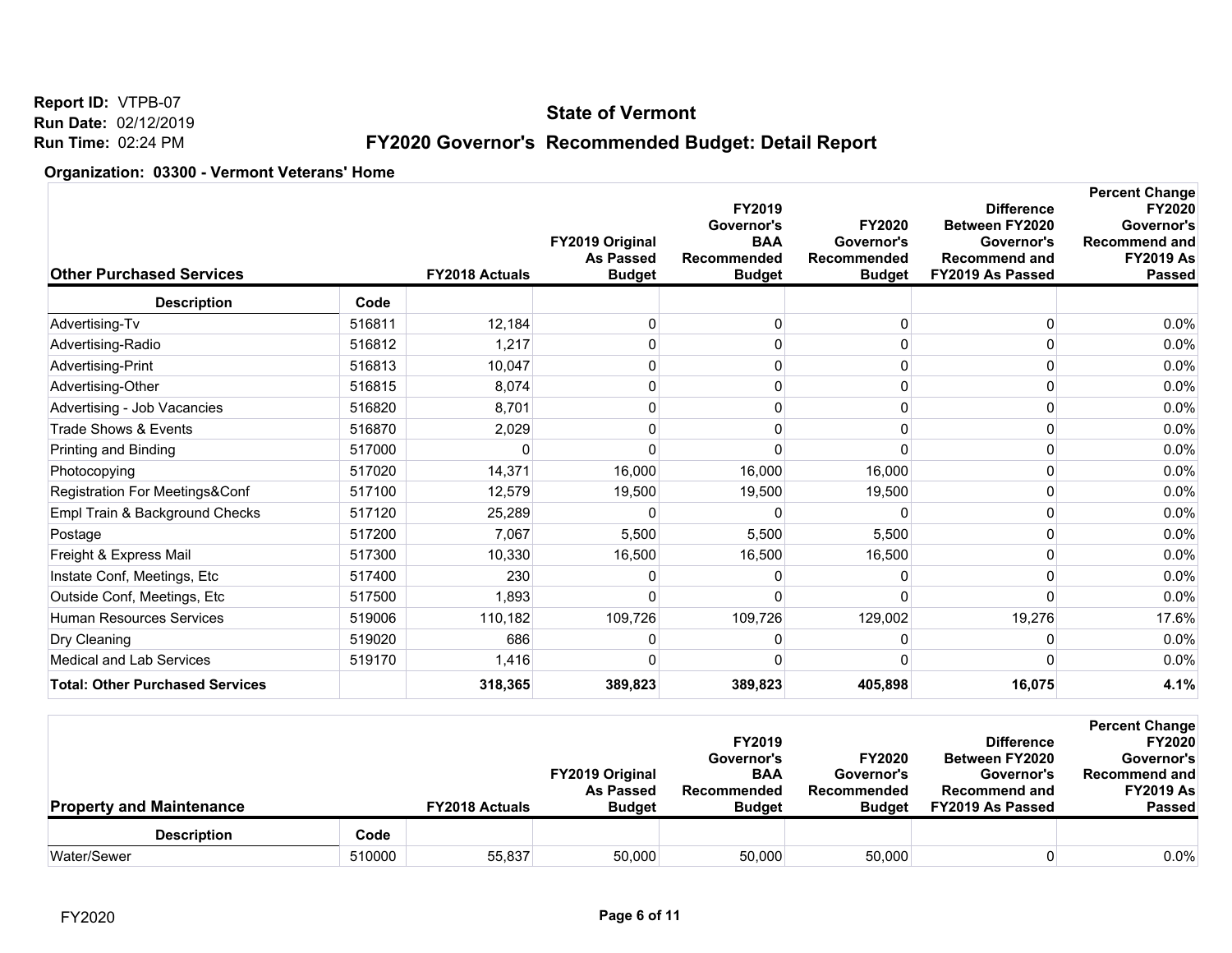Report ID: VTPB-07
Run Date: 02/12/2019
Run Time: 02:24 PM

# State of Vermont

## FY2020 Governor's Recommended Budget: Detail Report

**Organization: 03300 - Vermont Veterans' Home**

| Other Purchased Services | | FY2018 Actuals | FY2019 Original As Passed Budget | FY2019 Governor's BAA Recommended Budget | FY2020 Governor's Recommended Budget | Difference Between FY2020 Governor's Recommend and FY2019 As Passed | Percent Change FY2020 Governor's Recommend and FY2019 As Passed |
|---|---|---|---|---|---|---|---|
| **Description** | **Code** | | | | | | |
| Advertising-Tv | 516811 | 12,184 | 0 | 0 | 0 | 0 | 0.0% |
| Advertising-Radio | 516812 | 1,217 | 0 | 0 | 0 | 0 | 0.0% |
| Advertising-Print | 516813 | 10,047 | 0 | 0 | 0 | 0 | 0.0% |
| Advertising-Other | 516815 | 8,074 | 0 | 0 | 0 | 0 | 0.0% |
| Advertising - Job Vacancies | 516820 | 8,701 | 0 | 0 | 0 | 0 | 0.0% |
| Trade Shows & Events | 516870 | 2,029 | 0 | 0 | 0 | 0 | 0.0% |
| Printing and Binding | 517000 | 0 | 0 | 0 | 0 | 0 | 0.0% |
| Photocopying | 517020 | 14,371 | 16,000 | 16,000 | 16,000 | 0 | 0.0% |
| Registration For Meetings&Conf | 517100 | 12,579 | 19,500 | 19,500 | 19,500 | 0 | 0.0% |
| Empl Train & Background Checks | 517120 | 25,289 | 0 | 0 | 0 | 0 | 0.0% |
| Postage | 517200 | 7,067 | 5,500 | 5,500 | 5,500 | 0 | 0.0% |
| Freight & Express Mail | 517300 | 10,330 | 16,500 | 16,500 | 16,500 | 0 | 0.0% |
| Instate Conf, Meetings, Etc | 517400 | 230 | 0 | 0 | 0 | 0 | 0.0% |
| Outside Conf, Meetings, Etc | 517500 | 1,893 | 0 | 0 | 0 | 0 | 0.0% |
| Human Resources Services | 519006 | 110,182 | 109,726 | 109,726 | 129,002 | 19,276 | 17.6% |
| Dry Cleaning | 519020 | 686 | 0 | 0 | 0 | 0 | 0.0% |
| Medical and Lab Services | 519170 | 1,416 | 0 | 0 | 0 | 0 | 0.0% |
| **Total: Other Purchased Services** | | **318,365** | **389,823** | **389,823** | **405,898** | **16,075** | **4.1%** |

| Property and Maintenance | | FY2018 Actuals | FY2019 Original As Passed Budget | FY2019 Governor's BAA Recommended Budget | FY2020 Governor's Recommended Budget | Difference Between FY2020 Governor's Recommend and FY2019 As Passed | Percent Change FY2020 Governor's Recommend and FY2019 As Passed |
|---|---|---|---|---|---|---|---|
| **Description** | **Code** | | | | | | |
| Water/Sewer | 510000 | 55,837 | 50,000 | 50,000 | 50,000 | 0 | 0.0% |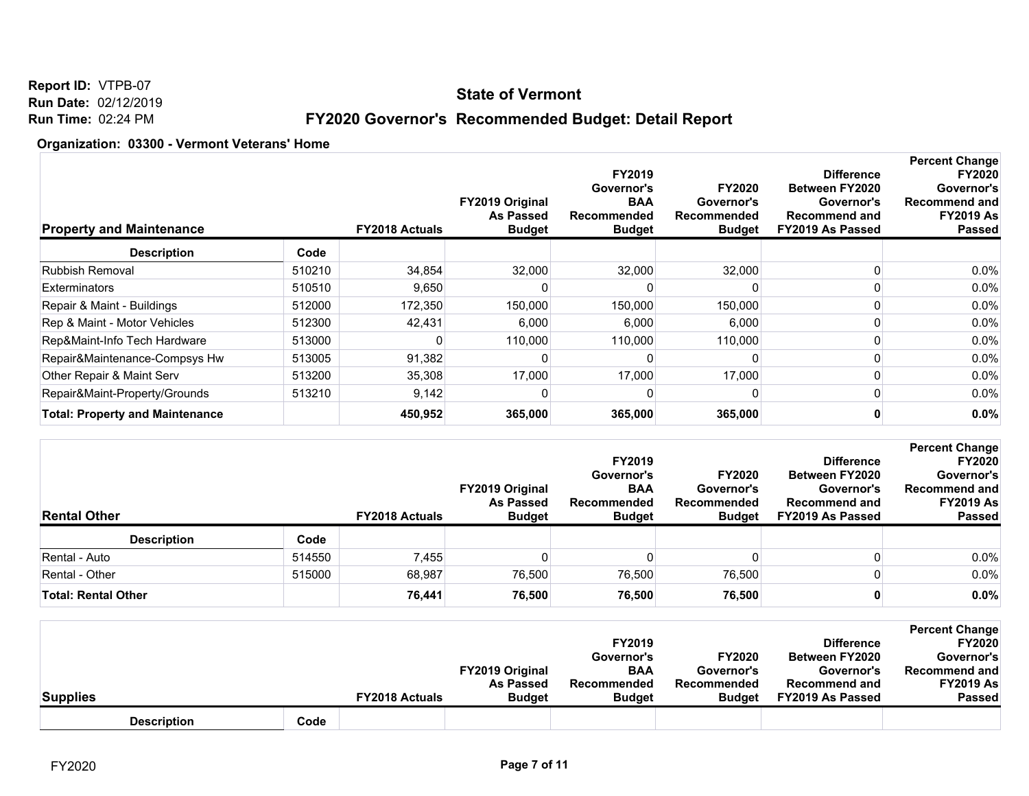**Report ID:** VTPB-07
**Run Date:** 02/12/2019
**Run Time:** 02:24 PM

# State of Vermont

## FY2020 Governor's Recommended Budget: Detail Report

**Organization: 03300 - Vermont Veterans' Home**

| Property and Maintenance | | FY2018 Actuals | FY2019 Original As Passed Budget | FY2019 Governor's BAA Recommended Budget | FY2020 Governor's Recommended Budget | Difference Between FY2020 Governor's Recommend and FY2019 As Passed | Percent Change FY2020 Governor's Recommend and FY2019 As Passed |
|---|---|---|---|---|---|---|---|
| **Description** | **Code** | | | | | | |
| Rubbish Removal | 510210 | 34,854 | 32,000 | 32,000 | 32,000 | 0 | 0.0% |
| Exterminators | 510510 | 9,650 | 0 | 0 | 0 | 0 | 0.0% |
| Repair & Maint - Buildings | 512000 | 172,350 | 150,000 | 150,000 | 150,000 | 0 | 0.0% |
| Rep & Maint - Motor Vehicles | 512300 | 42,431 | 6,000 | 6,000 | 6,000 | 0 | 0.0% |
| Rep&Maint-Info Tech Hardware | 513000 | 0 | 110,000 | 110,000 | 110,000 | 0 | 0.0% |
| Repair&Maintenance-Compsys Hw | 513005 | 91,382 | 0 | 0 | 0 | 0 | 0.0% |
| Other Repair & Maint Serv | 513200 | 35,308 | 17,000 | 17,000 | 17,000 | 0 | 0.0% |
| Repair&Maint-Property/Grounds | 513210 | 9,142 | 0 | 0 | 0 | 0 | 0.0% |
| **Total: Property and Maintenance** | | **450,952** | **365,000** | **365,000** | **365,000** | **0** | **0.0%** |

| Rental Other | | FY2018 Actuals | FY2019 Original As Passed Budget | FY2019 Governor's BAA Recommended Budget | FY2020 Governor's Recommended Budget | Difference Between FY2020 Governor's Recommend and FY2019 As Passed | Percent Change FY2020 Governor's Recommend and FY2019 As Passed |
|---|---|---|---|---|---|---|---|
| **Description** | **Code** | | | | | | |
| Rental - Auto | 514550 | 7,455 | 0 | 0 | 0 | 0 | 0.0% |
| Rental - Other | 515000 | 68,987 | 76,500 | 76,500 | 76,500 | 0 | 0.0% |
| **Total: Rental Other** | | **76,441** | **76,500** | **76,500** | **76,500** | **0** | **0.0%** |

| Supplies | | FY2018 Actuals | FY2019 Original As Passed Budget | FY2019 Governor's BAA Recommended Budget | FY2020 Governor's Recommended Budget | Difference Between FY2020 Governor's Recommend and FY2019 As Passed | Percent Change FY2020 Governor's Recommend and FY2019 As Passed |
|---|---|---|---|---|---|---|---|
| **Description** | **Code** | | | | | | |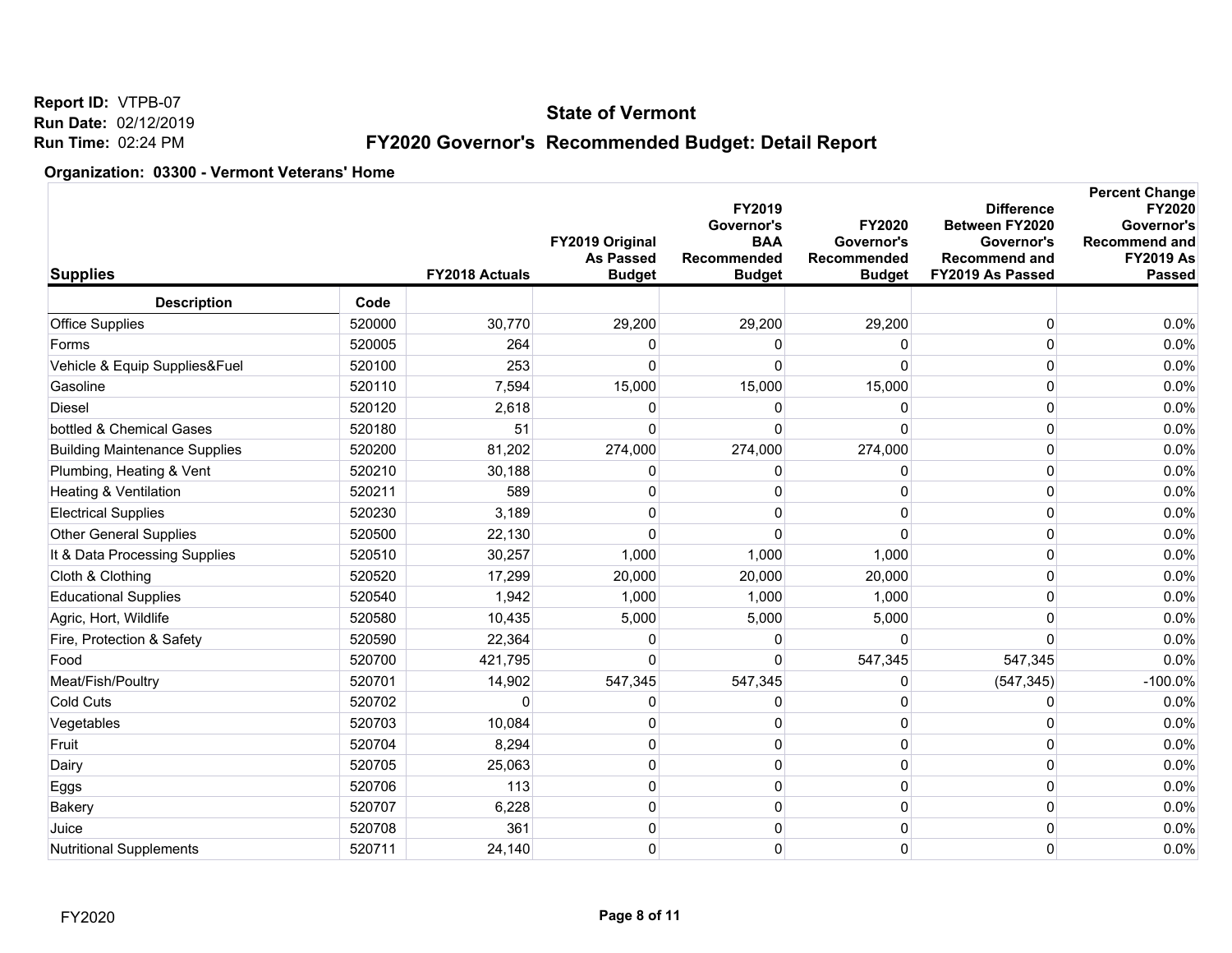Report ID: VTPB-07
Run Date: 02/12/2019
Run Time: 02:24 PM

# State of Vermont

## FY2020 Governor's Recommended Budget: Detail Report

**Organization: 03300 - Vermont Veterans' Home**

| Supplies | | FY2018 Actuals | FY2019 Original As Passed Budget | FY2019 Governor's BAA Recommended Budget | FY2020 Governor's Recommended Budget | Difference Between FY2020 Governor's Recommend and FY2019 As Passed | Percent Change FY2020 Governor's Recommend and FY2019 As Passed |
|---|---|---|---|---|---|---|---|
| **Description** | **Code** | | | | | | |
| Office Supplies | 520000 | 30,770 | 29,200 | 29,200 | 29,200 | 0 | 0.0% |
| Forms | 520005 | 264 | 0 | 0 | 0 | 0 | 0.0% |
| Vehicle & Equip Supplies&Fuel | 520100 | 253 | 0 | 0 | 0 | 0 | 0.0% |
| Gasoline | 520110 | 7,594 | 15,000 | 15,000 | 15,000 | 0 | 0.0% |
| Diesel | 520120 | 2,618 | 0 | 0 | 0 | 0 | 0.0% |
| bottled & Chemical Gases | 520180 | 51 | 0 | 0 | 0 | 0 | 0.0% |
| Building Maintenance Supplies | 520200 | 81,202 | 274,000 | 274,000 | 274,000 | 0 | 0.0% |
| Plumbing, Heating & Vent | 520210 | 30,188 | 0 | 0 | 0 | 0 | 0.0% |
| Heating & Ventilation | 520211 | 589 | 0 | 0 | 0 | 0 | 0.0% |
| Electrical Supplies | 520230 | 3,189 | 0 | 0 | 0 | 0 | 0.0% |
| Other General Supplies | 520500 | 22,130 | 0 | 0 | 0 | 0 | 0.0% |
| It & Data Processing Supplies | 520510 | 30,257 | 1,000 | 1,000 | 1,000 | 0 | 0.0% |
| Cloth & Clothing | 520520 | 17,299 | 20,000 | 20,000 | 20,000 | 0 | 0.0% |
| Educational Supplies | 520540 | 1,942 | 1,000 | 1,000 | 1,000 | 0 | 0.0% |
| Agric, Hort, Wildlife | 520580 | 10,435 | 5,000 | 5,000 | 5,000 | 0 | 0.0% |
| Fire, Protection & Safety | 520590 | 22,364 | 0 | 0 | 0 | 0 | 0.0% |
| Food | 520700 | 421,795 | 0 | 0 | 547,345 | 547,345 | 0.0% |
| Meat/Fish/Poultry | 520701 | 14,902 | 547,345 | 547,345 | 0 | (547,345) | -100.0% |
| Cold Cuts | 520702 | 0 | 0 | 0 | 0 | 0 | 0.0% |
| Vegetables | 520703 | 10,084 | 0 | 0 | 0 | 0 | 0.0% |
| Fruit | 520704 | 8,294 | 0 | 0 | 0 | 0 | 0.0% |
| Dairy | 520705 | 25,063 | 0 | 0 | 0 | 0 | 0.0% |
| Eggs | 520706 | 113 | 0 | 0 | 0 | 0 | 0.0% |
| Bakery | 520707 | 6,228 | 0 | 0 | 0 | 0 | 0.0% |
| Juice | 520708 | 361 | 0 | 0 | 0 | 0 | 0.0% |
| Nutritional Supplements | 520711 | 24,140 | 0 | 0 | 0 | 0 | 0.0% |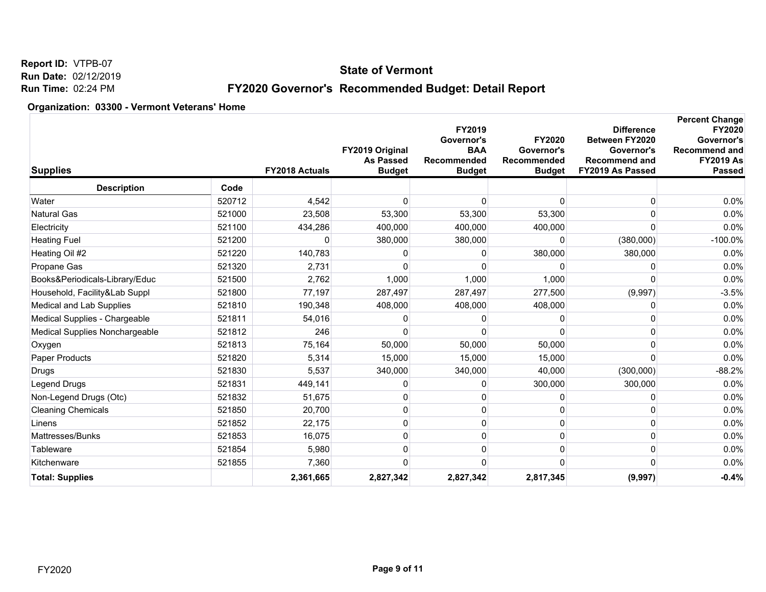Report ID: VTPB-07
Run Date: 02/12/2019
Run Time: 02:24 PM

# State of Vermont

## FY2020 Governor's Recommended Budget: Detail Report

**Organization: 03300 - Vermont Veterans' Home**

| Supplies | | FY2018 Actuals | FY2019 Original As Passed Budget | FY2019 Governor's BAA Recommended Budget | FY2020 Governor's Recommended Budget | Difference Between FY2020 Governor's Recommend and FY2019 As Passed | Percent Change FY2020 Governor's Recommend and FY2019 As Passed |
|---|---|---|---|---|---|---|---|
| **Description** | **Code** | | | | | | |
| Water | 520712 | 4,542 | 0 | 0 | 0 | 0 | 0.0% |
| Natural Gas | 521000 | 23,508 | 53,300 | 53,300 | 53,300 | 0 | 0.0% |
| Electricity | 521100 | 434,286 | 400,000 | 400,000 | 400,000 | 0 | 0.0% |
| Heating Fuel | 521200 | 0 | 380,000 | 380,000 | 0 | (380,000) | -100.0% |
| Heating Oil #2 | 521220 | 140,783 | 0 | 0 | 380,000 | 380,000 | 0.0% |
| Propane Gas | 521320 | 2,731 | 0 | 0 | 0 | 0 | 0.0% |
| Books&Periodicals-Library/Educ | 521500 | 2,762 | 1,000 | 1,000 | 1,000 | 0 | 0.0% |
| Household, Facility&Lab Suppl | 521800 | 77,197 | 287,497 | 287,497 | 277,500 | (9,997) | -3.5% |
| Medical and Lab Supplies | 521810 | 190,348 | 408,000 | 408,000 | 408,000 | 0 | 0.0% |
| Medical Supplies - Chargeable | 521811 | 54,016 | 0 | 0 | 0 | 0 | 0.0% |
| Medical Supplies Nonchargeable | 521812 | 246 | 0 | 0 | 0 | 0 | 0.0% |
| Oxygen | 521813 | 75,164 | 50,000 | 50,000 | 50,000 | 0 | 0.0% |
| Paper Products | 521820 | 5,314 | 15,000 | 15,000 | 15,000 | 0 | 0.0% |
| Drugs | 521830 | 5,537 | 340,000 | 340,000 | 40,000 | (300,000) | -88.2% |
| Legend Drugs | 521831 | 449,141 | 0 | 0 | 300,000 | 300,000 | 0.0% |
| Non-Legend Drugs (Otc) | 521832 | 51,675 | 0 | 0 | 0 | 0 | 0.0% |
| Cleaning Chemicals | 521850 | 20,700 | 0 | 0 | 0 | 0 | 0.0% |
| Linens | 521852 | 22,175 | 0 | 0 | 0 | 0 | 0.0% |
| Mattresses/Bunks | 521853 | 16,075 | 0 | 0 | 0 | 0 | 0.0% |
| Tableware | 521854 | 5,980 | 0 | 0 | 0 | 0 | 0.0% |
| Kitchenware | 521855 | 7,360 | 0 | 0 | 0 | 0 | 0.0% |
| **Total: Supplies** | | **2,361,665** | **2,827,342** | **2,827,342** | **2,817,345** | **(9,997)** | **-0.4%** |

FY2020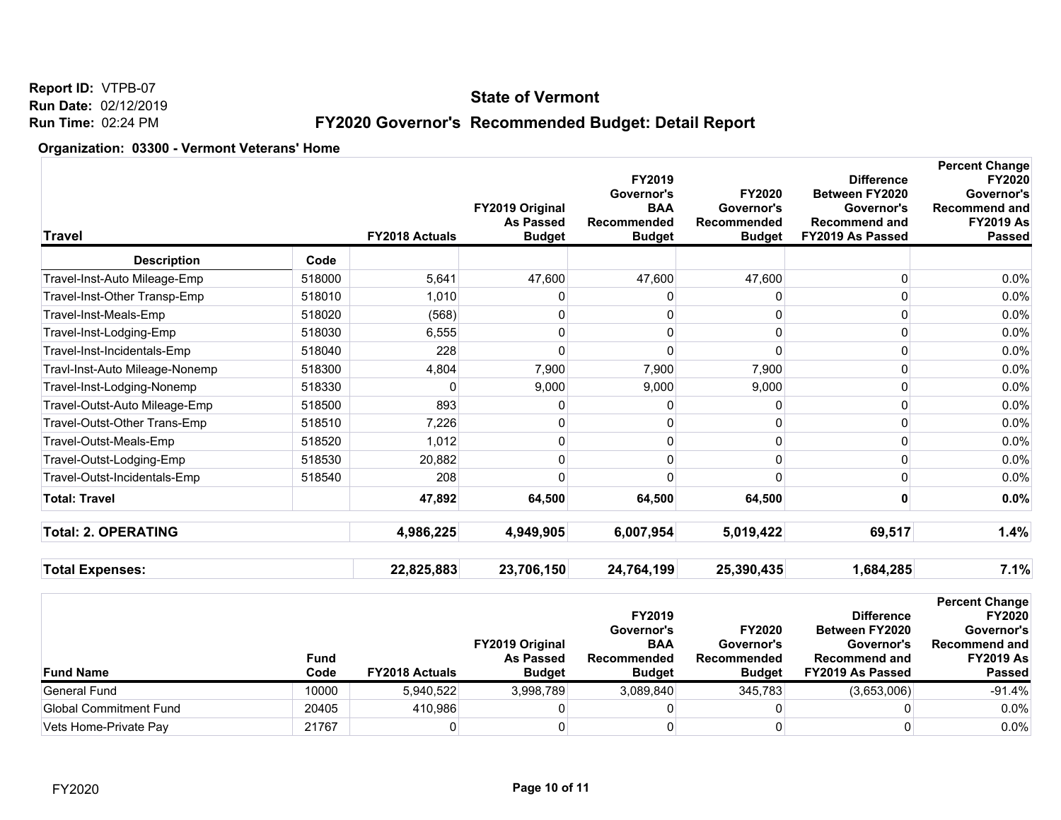**Report ID:** VTPB-07
**Run Date:** 02/12/2019
**Run Time:** 02:24 PM

# State of Vermont

## FY2020 Governor's Recommended Budget: Detail Report

**Organization: 03300 - Vermont Veterans' Home**

| Travel | | FY2018 Actuals | FY2019 Original As Passed Budget | FY2019 Governor's BAA Recommended Budget | FY2020 Governor's Recommended Budget | Difference Between FY2020 Governor's Recommend and FY2019 As Passed | Percent Change FY2020 Governor's Recommend and FY2019 As Passed |
|---|---|---|---|---|---|---|---|
| **Description** | **Code** | | | | | | |
| Travel-Inst-Auto Mileage-Emp | 518000 | 5,641 | 47,600 | 47,600 | 47,600 | 0 | 0.0% |
| Travel-Inst-Other Transp-Emp | 518010 | 1,010 | 0 | 0 | 0 | 0 | 0.0% |
| Travel-Inst-Meals-Emp | 518020 | (568) | 0 | 0 | 0 | 0 | 0.0% |
| Travel-Inst-Lodging-Emp | 518030 | 6,555 | 0 | 0 | 0 | 0 | 0.0% |
| Travel-Inst-Incidentals-Emp | 518040 | 228 | 0 | 0 | 0 | 0 | 0.0% |
| Travl-Inst-Auto Mileage-Nonemp | 518300 | 4,804 | 7,900 | 7,900 | 7,900 | 0 | 0.0% |
| Travel-Inst-Lodging-Nonemp | 518330 | 0 | 9,000 | 9,000 | 9,000 | 0 | 0.0% |
| Travel-Outst-Auto Mileage-Emp | 518500 | 893 | 0 | 0 | 0 | 0 | 0.0% |
| Travel-Outst-Other Trans-Emp | 518510 | 7,226 | 0 | 0 | 0 | 0 | 0.0% |
| Travel-Outst-Meals-Emp | 518520 | 1,012 | 0 | 0 | 0 | 0 | 0.0% |
| Travel-Outst-Lodging-Emp | 518530 | 20,882 | 0 | 0 | 0 | 0 | 0.0% |
| Travel-Outst-Incidentals-Emp | 518540 | 208 | 0 | 0 | 0 | 0 | 0.0% |
| **Total: Travel** | | **47,892** | **64,500** | **64,500** | **64,500** | **0** | **0.0%** |
| **Total: 2. OPERATING** | | **4,986,225** | **4,949,905** | **6,007,954** | **5,019,422** | **69,517** | **1.4%** |
| **Total Expenses:** | | **22,825,883** | **23,706,150** | **24,764,199** | **25,390,435** | **1,684,285** | **7.1%** |

| Fund Name | Fund Code | FY2018 Actuals | FY2019 Original As Passed Budget | FY2019 Governor's BAA Recommended Budget | FY2020 Governor's Recommended Budget | Difference Between FY2020 Governor's Recommend and FY2019 As Passed | Percent Change FY2020 Governor's Recommend and FY2019 As Passed |
|---|---|---|---|---|---|---|---|
| General Fund | 10000 | 5,940,522 | 3,998,789 | 3,089,840 | 345,783 | (3,653,006) | -91.4% |
| Global Commitment Fund | 20405 | 410,986 | 0 | 0 | 0 | 0 | 0.0% |
| Vets Home-Private Pay | 21767 | 0 | 0 | 0 | 0 | 0 | 0.0% |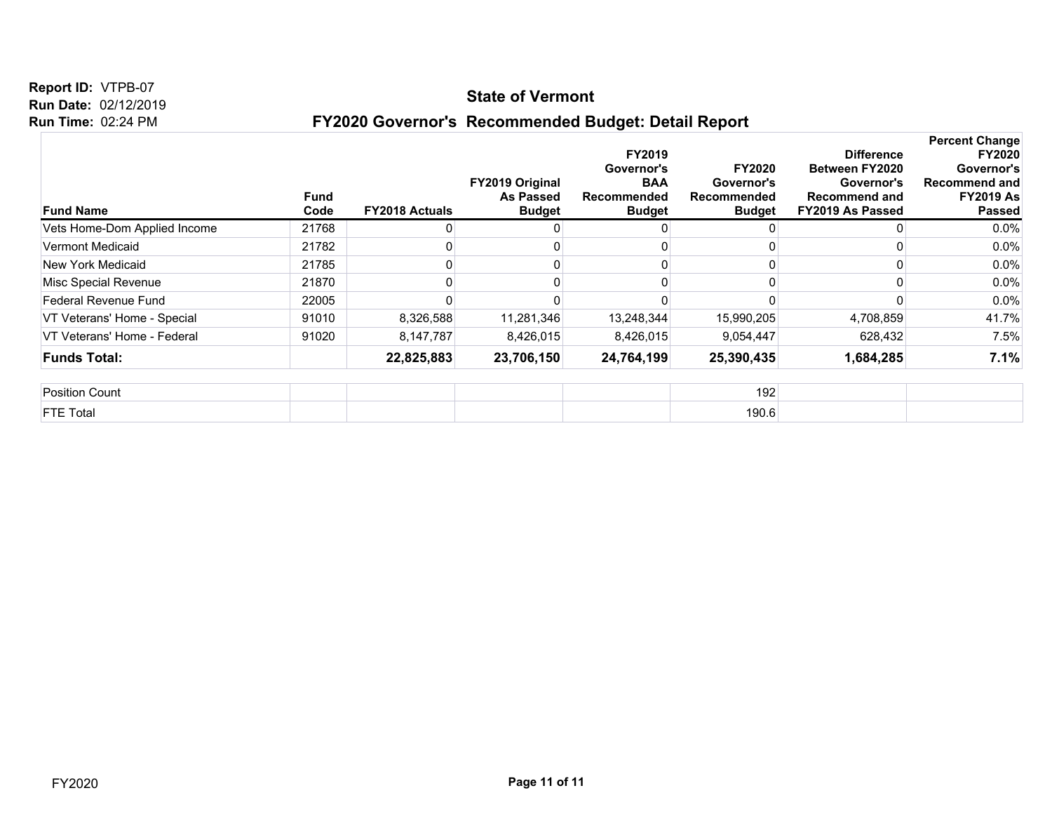Report ID: VTPB-07
Run Date: 02/12/2019
Run Time: 02:24 PM

## State of Vermont

## FY2020 Governor's Recommended Budget: Detail Report

| Fund Name | Fund Code | FY2018 Actuals | FY2019 Original As Passed Budget | FY2019 Governor's BAA Recommended Budget | FY2020 Governor's Recommended Budget | Difference Between FY2020 Governor's Recommend and FY2019 As Passed | Percent Change FY2020 Governor's Recommend and FY2019 As Passed |
|---|---|---|---|---|---|---|---|
| Vets Home-Dom Applied Income | 21768 | 0 | 0 | 0 | 0 | 0 | 0.0% |
| Vermont Medicaid | 21782 | 0 | 0 | 0 | 0 | 0 | 0.0% |
| New York Medicaid | 21785 | 0 | 0 | 0 | 0 | 0 | 0.0% |
| Misc Special Revenue | 21870 | 0 | 0 | 0 | 0 | 0 | 0.0% |
| Federal Revenue Fund | 22005 | 0 | 0 | 0 | 0 | 0 | 0.0% |
| VT Veterans' Home - Special | 91010 | 8,326,588 | 11,281,346 | 13,248,344 | 15,990,205 | 4,708,859 | 41.7% |
| VT Veterans' Home - Federal | 91020 | 8,147,787 | 8,426,015 | 8,426,015 | 9,054,447 | 628,432 | 7.5% |
| **Funds Total:** | | **22,825,883** | **23,706,150** | **24,764,199** | **25,390,435** | **1,684,285** | **7.1%** |

| | | | | | | | |
|---|---|---|---|---|---|---|---|
| Position Count | | | | | 192 | | |
| FTE Total | | | | | 190.6 | | |

FY2020